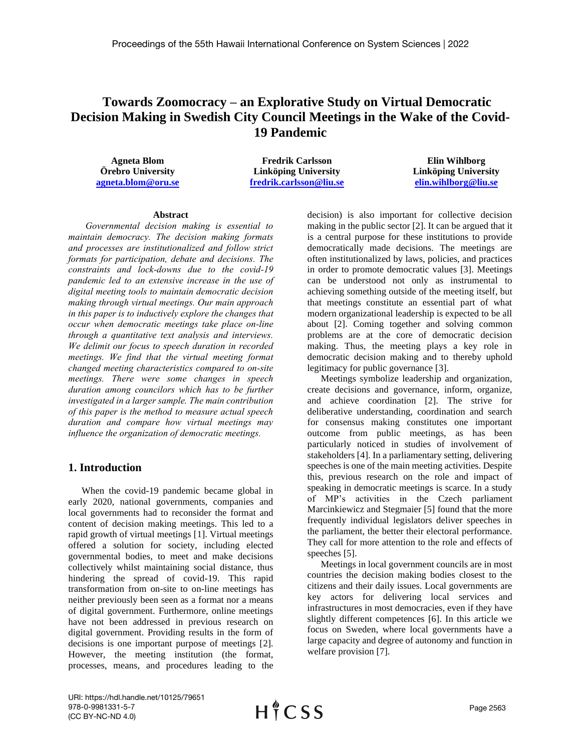# Towards Zoomocracy – an Explorative Study on Virtual Democratic Decision Making in Swedish City Council Meetings in the Wake of the Covid-19 Pandemic

**Agneta Blom**
**Örebro University**
**agneta.blom@oru.se**

**Fredrik Carlsson**
**Linköping University**
**fredrik.carlsson@liu.se**

**Elin Wihlborg**
**Linköping University**
**elin.wihlborg@liu.se**

## Abstract

*Governmental decision making is essential to maintain democracy. The decision making formats and processes are institutionalized and follow strict formats for participation, debate and decisions. The constraints and lock-downs due to the covid-19 pandemic led to an extensive increase in the use of digital meeting tools to maintain democratic decision making through virtual meetings. Our main approach in this paper is to inductively explore the changes that occur when democratic meetings take place on-line through a quantitative text analysis and interviews. We delimit our focus to speech duration in recorded meetings. We find that the virtual meeting format changed meeting characteristics compared to on-site meetings. There were some changes in speech duration among councilors which has to be further investigated in a larger sample. The main contribution of this paper is the method to measure actual speech duration and compare how virtual meetings may influence the organization of democratic meetings.*

## 1. Introduction

When the covid-19 pandemic became global in early 2020, national governments, companies and local governments had to reconsider the format and content of decision making meetings. This led to a rapid growth of virtual meetings [1]. Virtual meetings offered a solution for society, including elected governmental bodies, to meet and make decisions collectively whilst maintaining social distance, thus hindering the spread of covid-19. This rapid transformation from on-site to on-line meetings has neither previously been seen as a format nor a means of digital government. Furthermore, online meetings have not been addressed in previous research on digital government. Providing results in the form of decisions is one important purpose of meetings [2]. However, the meeting institution (the format, processes, means, and procedures leading to the decision) is also important for collective decision making in the public sector [2]. It can be argued that it is a central purpose for these institutions to provide democratically made decisions. The meetings are often institutionalized by laws, policies, and practices in order to promote democratic values [3]. Meetings can be understood not only as instrumental to achieving something outside of the meeting itself, but that meetings constitute an essential part of what modern organizational leadership is expected to be all about [2]. Coming together and solving common problems are at the core of democratic decision making. Thus, the meeting plays a key role in democratic decision making and to thereby uphold legitimacy for public governance [3].

Meetings symbolize leadership and organization, create decisions and governance, inform, organize, and achieve coordination [2]. The strive for deliberative understanding, coordination and search for consensus making constitutes one important outcome from public meetings, as has been particularly noticed in studies of involvement of stakeholders [4]. In a parliamentary setting, delivering speeches is one of the main meeting activities. Despite this, previous research on the role and impact of speaking in democratic meetings is scarce. In a study of MP's activities in the Czech parliament Marcinkiewicz and Stegmaier [5] found that the more frequently individual legislators deliver speeches in the parliament, the better their electoral performance. They call for more attention to the role and effects of speeches [5].

Meetings in local government councils are in most countries the decision making bodies closest to the citizens and their daily issues. Local governments are key actors for delivering local services and infrastructures in most democracies, even if they have slightly different competences [6]. In this article we focus on Sweden, where local governments have a large capacity and degree of autonomy and function in welfare provision [7].

URI: https://hdl.handle.net/10125/79651
978-0-9981331-5-7
(CC BY-NC-ND 4.0)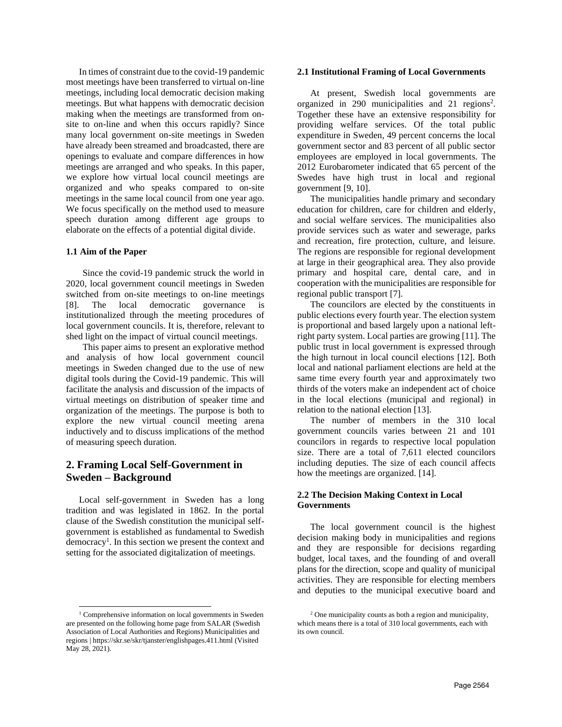In times of constraint due to the covid-19 pandemic most meetings have been transferred to virtual on-line meetings, including local democratic decision making meetings. But what happens with democratic decision making when the meetings are transformed from on-site to on-line and when this occurs rapidly? Since many local government on-site meetings in Sweden have already been streamed and broadcasted, there are openings to evaluate and compare differences in how meetings are arranged and who speaks. In this paper, we explore how virtual local council meetings are organized and who speaks compared to on-site meetings in the same local council from one year ago. We focus specifically on the method used to measure speech duration among different age groups to elaborate on the effects of a potential digital divide.

### 1.1 Aim of the Paper

Since the covid-19 pandemic struck the world in 2020, local government council meetings in Sweden switched from on-site meetings to on-line meetings [8]. The local democratic governance is institutionalized through the meeting procedures of local government councils. It is, therefore, relevant to shed light on the impact of virtual council meetings.

This paper aims to present an explorative method and analysis of how local government council meetings in Sweden changed due to the use of new digital tools during the Covid-19 pandemic. This will facilitate the analysis and discussion of the impacts of virtual meetings on distribution of speaker time and organization of the meetings. The purpose is both to explore the new virtual council meeting arena inductively and to discuss implications of the method of measuring speech duration.

## 2. Framing Local Self-Government in Sweden – Background

Local self-government in Sweden has a long tradition and was legislated in 1862. In the portal clause of the Swedish constitution the municipal self-government is established as fundamental to Swedish democracy[1]. In this section we present the context and setting for the associated digitalization of meetings.

### 2.1 Institutional Framing of Local Governments

At present, Swedish local governments are organized in 290 municipalities and 21 regions[2]. Together these have an extensive responsibility for providing welfare services. Of the total public expenditure in Sweden, 49 percent concerns the local government sector and 83 percent of all public sector employees are employed in local governments. The 2012 Eurobarometer indicated that 65 percent of the Swedes have high trust in local and regional government [9, 10].

The municipalities handle primary and secondary education for children, care for children and elderly, and social welfare services. The municipalities also provide services such as water and sewerage, parks and recreation, fire protection, culture, and leisure. The regions are responsible for regional development at large in their geographical area. They also provide primary and hospital care, dental care, and in cooperation with the municipalities are responsible for regional public transport [7].

The councilors are elected by the constituents in public elections every fourth year. The election system is proportional and based largely upon a national left-right party system. Local parties are growing [11]. The public trust in local government is expressed through the high turnout in local council elections [12]. Both local and national parliament elections are held at the same time every fourth year and approximately two thirds of the voters make an independent act of choice in the local elections (municipal and regional) in relation to the national election [13].

The number of members in the 310 local government councils varies between 21 and 101 councilors in regards to respective local population size. There are a total of 7,611 elected councilors including deputies. The size of each council affects how the meetings are organized. [14].

### 2.2 The Decision Making Context in Local Governments

The local government council is the highest decision making body in municipalities and regions and they are responsible for decisions regarding budget, local taxes, and the founding of and overall plans for the direction, scope and quality of municipal activities. They are responsible for electing members and deputies to the municipal executive board and

---

[1] Comprehensive information on local governments in Sweden are presented on the following home page from SALAR (Swedish Association of Local Authorities and Regions) Municipalities and regions | https://skr.se/skr/tjanster/englishpages.411.html (Visited May 28, 2021).

[2] One municipality counts as both a region and municipality, which means there is a total of 310 local governments, each with its own council.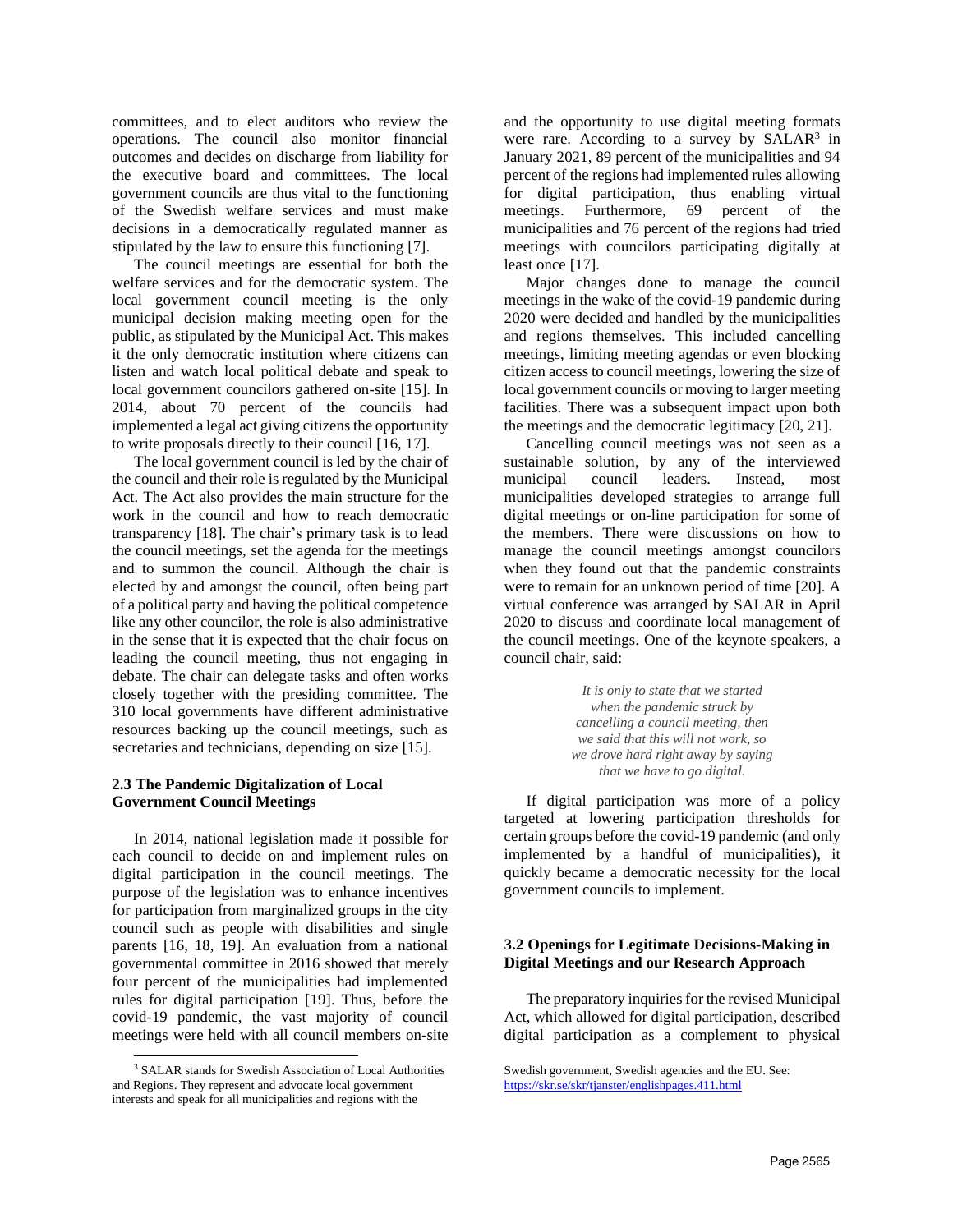committees, and to elect auditors who review the operations. The council also monitor financial outcomes and decides on discharge from liability for the executive board and committees. The local government councils are thus vital to the functioning of the Swedish welfare services and must make decisions in a democratically regulated manner as stipulated by the law to ensure this functioning [7].

The council meetings are essential for both the welfare services and for the democratic system. The local government council meeting is the only municipal decision making meeting open for the public, as stipulated by the Municipal Act. This makes it the only democratic institution where citizens can listen and watch local political debate and speak to local government councilors gathered on-site [15]. In 2014, about 70 percent of the councils had implemented a legal act giving citizens the opportunity to write proposals directly to their council [16, 17].

The local government council is led by the chair of the council and their role is regulated by the Municipal Act. The Act also provides the main structure for the work in the council and how to reach democratic transparency [18]. The chair's primary task is to lead the council meetings, set the agenda for the meetings and to summon the council. Although the chair is elected by and amongst the council, often being part of a political party and having the political competence like any other councilor, the role is also administrative in the sense that it is expected that the chair focus on leading the council meeting, thus not engaging in debate. The chair can delegate tasks and often works closely together with the presiding committee. The 310 local governments have different administrative resources backing up the council meetings, such as secretaries and technicians, depending on size [15].

### 2.3 The Pandemic Digitalization of Local Government Council Meetings

In 2014, national legislation made it possible for each council to decide on and implement rules on digital participation in the council meetings. The purpose of the legislation was to enhance incentives for participation from marginalized groups in the city council such as people with disabilities and single parents [16, 18, 19]. An evaluation from a national governmental committee in 2016 showed that merely four percent of the municipalities had implemented rules for digital participation [19]. Thus, before the covid-19 pandemic, the vast majority of council meetings were held with all council members on-site and the opportunity to use digital meeting formats were rare. According to a survey by SALAR[3] in January 2021, 89 percent of the municipalities and 94 percent of the regions had implemented rules allowing for digital participation, thus enabling virtual meetings. Furthermore, 69 percent of the municipalities and 76 percent of the regions had tried meetings with councilors participating digitally at least once [17].

Major changes done to manage the council meetings in the wake of the covid-19 pandemic during 2020 were decided and handled by the municipalities and regions themselves. This included cancelling meetings, limiting meeting agendas or even blocking citizen access to council meetings, lowering the size of local government councils or moving to larger meeting facilities. There was a subsequent impact upon both the meetings and the democratic legitimacy [20, 21].

Cancelling council meetings was not seen as a sustainable solution, by any of the interviewed municipal council leaders. Instead, most municipalities developed strategies to arrange full digital meetings or on-line participation for some of the members. There were discussions on how to manage the council meetings amongst councilors when they found out that the pandemic constraints were to remain for an unknown period of time [20]. A virtual conference was arranged by SALAR in April 2020 to discuss and coordinate local management of the council meetings. One of the keynote speakers, a council chair, said:

> *It is only to state that we started when the pandemic struck by cancelling a council meeting, then we said that this will not work, so we drove hard right away by saying that we have to go digital.*

If digital participation was more of a policy targeted at lowering participation thresholds for certain groups before the covid-19 pandemic (and only implemented by a handful of municipalities), it quickly became a democratic necessity for the local government councils to implement.

### 3.2 Openings for Legitimate Decisions-Making in Digital Meetings and our Research Approach

The preparatory inquiries for the revised Municipal Act, which allowed for digital participation, described digital participation as a complement to physical

[3] SALAR stands for Swedish Association of Local Authorities and Regions. They represent and advocate local government interests and speak for all municipalities and regions with the Swedish government, Swedish agencies and the EU. See: https://skr.se/skr/tjanster/englishpages.411.html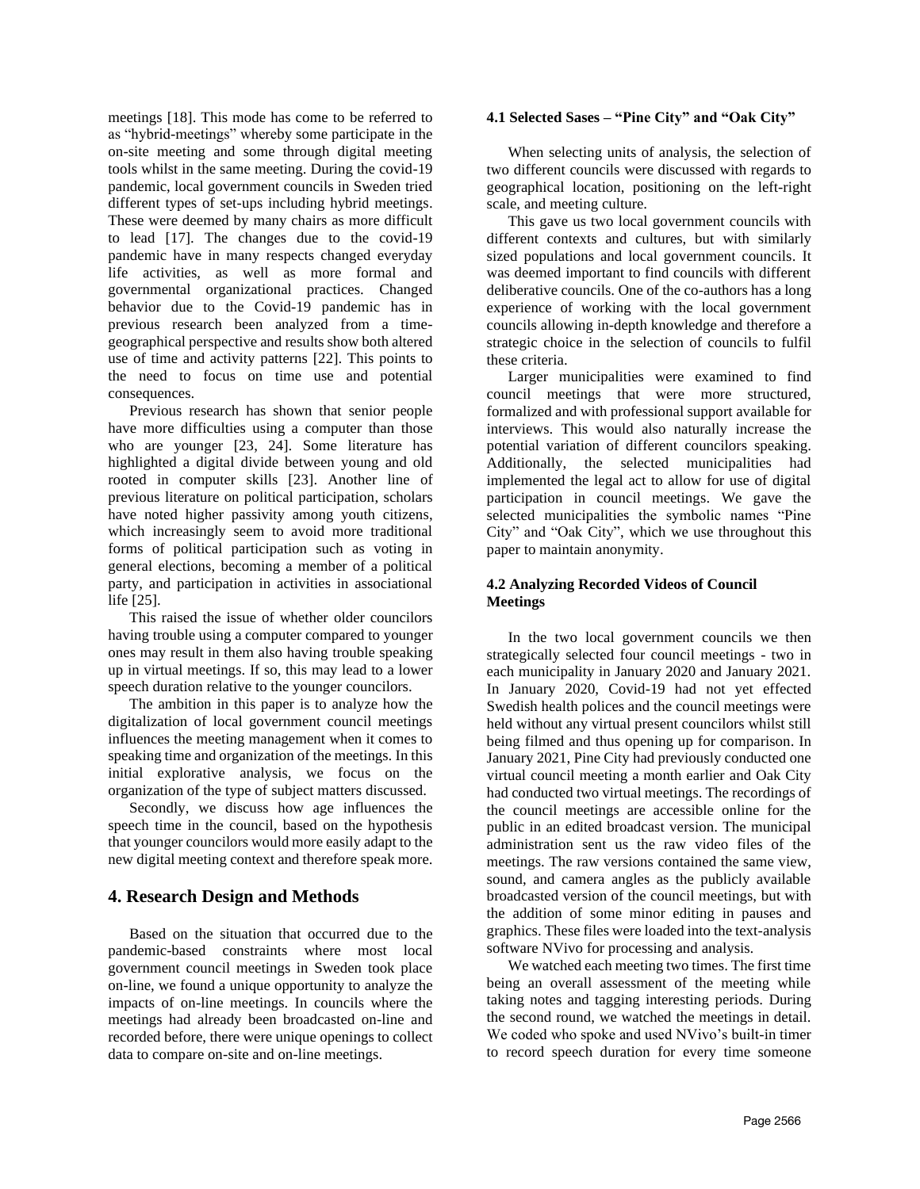meetings [18]. This mode has come to be referred to as "hybrid-meetings" whereby some participate in the on-site meeting and some through digital meeting tools whilst in the same meeting. During the covid-19 pandemic, local government councils in Sweden tried different types of set-ups including hybrid meetings. These were deemed by many chairs as more difficult to lead [17]. The changes due to the covid-19 pandemic have in many respects changed everyday life activities, as well as more formal and governmental organizational practices. Changed behavior due to the Covid-19 pandemic has in previous research been analyzed from a time-geographical perspective and results show both altered use of time and activity patterns [22]. This points to the need to focus on time use and potential consequences.

Previous research has shown that senior people have more difficulties using a computer than those who are younger [23, 24]. Some literature has highlighted a digital divide between young and old rooted in computer skills [23]. Another line of previous literature on political participation, scholars have noted higher passivity among youth citizens, which increasingly seem to avoid more traditional forms of political participation such as voting in general elections, becoming a member of a political party, and participation in activities in associational life [25].

This raised the issue of whether older councilors having trouble using a computer compared to younger ones may result in them also having trouble speaking up in virtual meetings. If so, this may lead to a lower speech duration relative to the younger councilors.

The ambition in this paper is to analyze how the digitalization of local government council meetings influences the meeting management when it comes to speaking time and organization of the meetings. In this initial explorative analysis, we focus on the organization of the type of subject matters discussed.

Secondly, we discuss how age influences the speech time in the council, based on the hypothesis that younger councilors would more easily adapt to the new digital meeting context and therefore speak more.

## 4. Research Design and Methods

Based on the situation that occurred due to the pandemic-based constraints where most local government council meetings in Sweden took place on-line, we found a unique opportunity to analyze the impacts of on-line meetings. In councils where the meetings had already been broadcasted on-line and recorded before, there were unique openings to collect data to compare on-site and on-line meetings.

### 4.1 Selected Sases – "Pine City" and "Oak City"

When selecting units of analysis, the selection of two different councils were discussed with regards to geographical location, positioning on the left-right scale, and meeting culture.

This gave us two local government councils with different contexts and cultures, but with similarly sized populations and local government councils. It was deemed important to find councils with different deliberative councils. One of the co-authors has a long experience of working with the local government councils allowing in-depth knowledge and therefore a strategic choice in the selection of councils to fulfil these criteria.

Larger municipalities were examined to find council meetings that were more structured, formalized and with professional support available for interviews. This would also naturally increase the potential variation of different councilors speaking. Additionally, the selected municipalities had implemented the legal act to allow for use of digital participation in council meetings. We gave the selected municipalities the symbolic names "Pine City" and "Oak City", which we use throughout this paper to maintain anonymity.

### 4.2 Analyzing Recorded Videos of Council Meetings

In the two local government councils we then strategically selected four council meetings - two in each municipality in January 2020 and January 2021. In January 2020, Covid-19 had not yet effected Swedish health polices and the council meetings were held without any virtual present councilors whilst still being filmed and thus opening up for comparison. In January 2021, Pine City had previously conducted one virtual council meeting a month earlier and Oak City had conducted two virtual meetings. The recordings of the council meetings are accessible online for the public in an edited broadcast version. The municipal administration sent us the raw video files of the meetings. The raw versions contained the same view, sound, and camera angles as the publicly available broadcasted version of the council meetings, but with the addition of some minor editing in pauses and graphics. These files were loaded into the text-analysis software NVivo for processing and analysis.

We watched each meeting two times. The first time being an overall assessment of the meeting while taking notes and tagging interesting periods. During the second round, we watched the meetings in detail. We coded who spoke and used NVivo's built-in timer to record speech duration for every time someone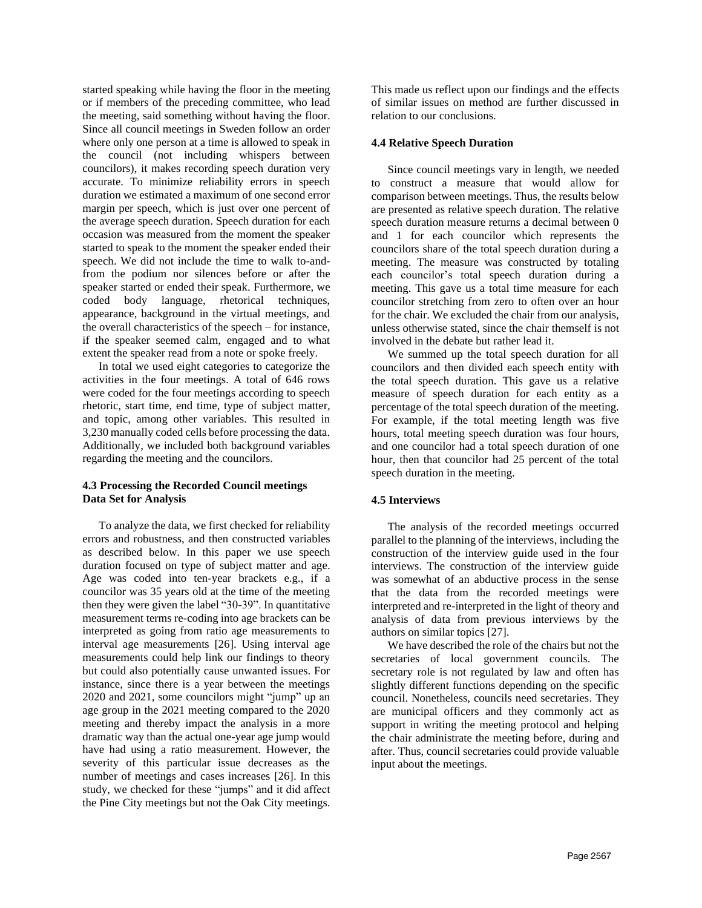started speaking while having the floor in the meeting or if members of the preceding committee, who lead the meeting, said something without having the floor. Since all council meetings in Sweden follow an order where only one person at a time is allowed to speak in the council (not including whispers between councilors), it makes recording speech duration very accurate. To minimize reliability errors in speech duration we estimated a maximum of one second error margin per speech, which is just over one percent of the average speech duration. Speech duration for each occasion was measured from the moment the speaker started to speak to the moment the speaker ended their speech. We did not include the time to walk to-and-from the podium nor silences before or after the speaker started or ended their speak. Furthermore, we coded body language, rhetorical techniques, appearance, background in the virtual meetings, and the overall characteristics of the speech – for instance, if the speaker seemed calm, engaged and to what extent the speaker read from a note or spoke freely.

In total we used eight categories to categorize the activities in the four meetings. A total of 646 rows were coded for the four meetings according to speech rhetoric, start time, end time, type of subject matter, and topic, among other variables. This resulted in 3,230 manually coded cells before processing the data. Additionally, we included both background variables regarding the meeting and the councilors.

### 4.3 Processing the Recorded Council meetings Data Set for Analysis

To analyze the data, we first checked for reliability errors and robustness, and then constructed variables as described below. In this paper we use speech duration focused on type of subject matter and age. Age was coded into ten-year brackets e.g., if a councilor was 35 years old at the time of the meeting then they were given the label "30-39". In quantitative measurement terms re-coding into age brackets can be interpreted as going from ratio age measurements to interval age measurements [26]. Using interval age measurements could help link our findings to theory but could also potentially cause unwanted issues. For instance, since there is a year between the meetings 2020 and 2021, some councilors might "jump" up an age group in the 2021 meeting compared to the 2020 meeting and thereby impact the analysis in a more dramatic way than the actual one-year age jump would have had using a ratio measurement. However, the severity of this particular issue decreases as the number of meetings and cases increases [26]. In this study, we checked for these "jumps" and it did affect the Pine City meetings but not the Oak City meetings. This made us reflect upon our findings and the effects of similar issues on method are further discussed in relation to our conclusions.

### 4.4 Relative Speech Duration

Since council meetings vary in length, we needed to construct a measure that would allow for comparison between meetings. Thus, the results below are presented as relative speech duration. The relative speech duration measure returns a decimal between 0 and 1 for each councilor which represents the councilors share of the total speech duration during a meeting. The measure was constructed by totaling each councilor's total speech duration during a meeting. This gave us a total time measure for each councilor stretching from zero to often over an hour for the chair. We excluded the chair from our analysis, unless otherwise stated, since the chair themself is not involved in the debate but rather lead it.

We summed up the total speech duration for all councilors and then divided each speech entity with the total speech duration. This gave us a relative measure of speech duration for each entity as a percentage of the total speech duration of the meeting. For example, if the total meeting length was five hours, total meeting speech duration was four hours, and one councilor had a total speech duration of one hour, then that councilor had 25 percent of the total speech duration in the meeting.

### 4.5 Interviews

The analysis of the recorded meetings occurred parallel to the planning of the interviews, including the construction of the interview guide used in the four interviews. The construction of the interview guide was somewhat of an abductive process in the sense that the data from the recorded meetings were interpreted and re-interpreted in the light of theory and analysis of data from previous interviews by the authors on similar topics [27].

We have described the role of the chairs but not the secretaries of local government councils. The secretary role is not regulated by law and often has slightly different functions depending on the specific council. Nonetheless, councils need secretaries. They are municipal officers and they commonly act as support in writing the meeting protocol and helping the chair administrate the meeting before, during and after. Thus, council secretaries could provide valuable input about the meetings.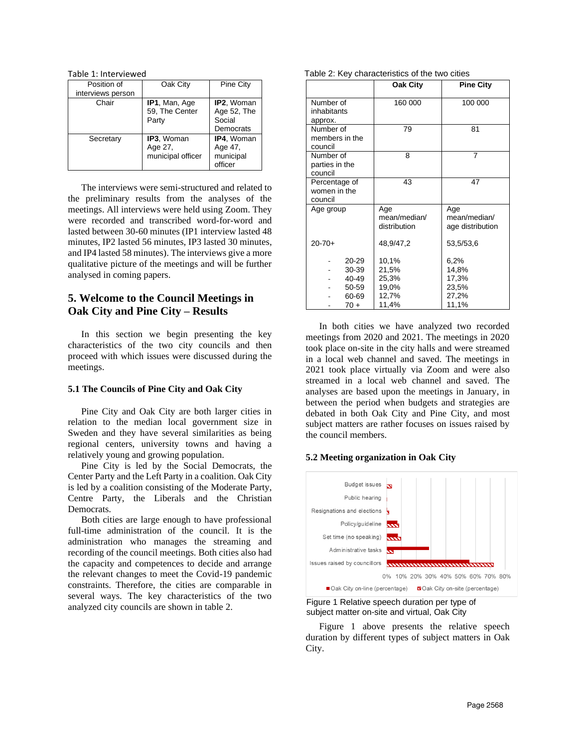Table 1: Interviewed

| Position of interviews person | Oak City | Pine City |
|---|---|---|
| Chair | **IP1**, Man, Age 59, The Center Party | **IP2**, Woman Age 52, The Social Democrats |
| Secretary | **IP3**, Woman Age 27, municipal officer | **IP4**, Woman Age 47, municipal officer |

The interviews were semi-structured and related to the preliminary results from the analyses of the meetings. All interviews were held using Zoom. They were recorded and transcribed word-for-word and lasted between 30-60 minutes (IP1 interview lasted 48 minutes, IP2 lasted 56 minutes, IP3 lasted 30 minutes, and IP4 lasted 58 minutes). The interviews give a more qualitative picture of the meetings and will be further analysed in coming papers.

## 5. Welcome to the Council Meetings in Oak City and Pine City – Results

In this section we begin presenting the key characteristics of the two city councils and then proceed with which issues were discussed during the meetings.

### 5.1 The Councils of Pine City and Oak City

Pine City and Oak City are both larger cities in relation to the median local government size in Sweden and they have several similarities as being regional centers, university towns and having a relatively young and growing population.

Pine City is led by the Social Democrats, the Center Party and the Left Party in a coalition. Oak City is led by a coalition consisting of the Moderate Party, Centre Party, the Liberals and the Christian Democrats.

Both cities are large enough to have professional full-time administration of the council. It is the administration who manages the streaming and recording of the council meetings. Both cities also had the capacity and competences to decide and arrange the relevant changes to meet the Covid-19 pandemic constraints. Therefore, the cities are comparable in several ways. The key characteristics of the two analyzed city councils are shown in table 2.

Table 2: Key characteristics of the two cities

| | **Oak City** | **Pine City** |
|---|---|---|
| Number of inhabitants approx. | 160 000 | 100 000 |
| Number of members in the council | 79 | 81 |
| Number of parties in the council | 8 | 7 |
| Percentage of women in the council | 43 | 47 |
| Age group | Age mean/median/ distribution | Age mean/median/ age distribution |
| 20-70+ | 48,9/47,2 | 53,5/53,6 |
| - 20-29 | 10,1% | 6,2% |
| - 30-39 | 21,5% | 14,8% |
| - 40-49 | 25,3% | 17,3% |
| - 50-59 | 19,0% | 23,5% |
| - 60-69 | 12,7% | 27,2% |
| - 70 + | 11,4% | 11,1% |

In both cities we have analyzed two recorded meetings from 2020 and 2021. The meetings in 2020 took place on-site in the city halls and were streamed in a local web channel and saved. The meetings in 2021 took place virtually via Zoom and were also streamed in a local web channel and saved. The analyses are based upon the meetings in January, in between the period when budgets and strategies are debated in both Oak City and Pine City, and most subject matters are rather focuses on issues raised by the council members.

### 5.2 Meeting organization in Oak City

Figure 1 Relative speech duration per type of subject matter on-site and virtual, Oak City

Figure 1 above presents the relative speech duration by different types of subject matters in Oak City.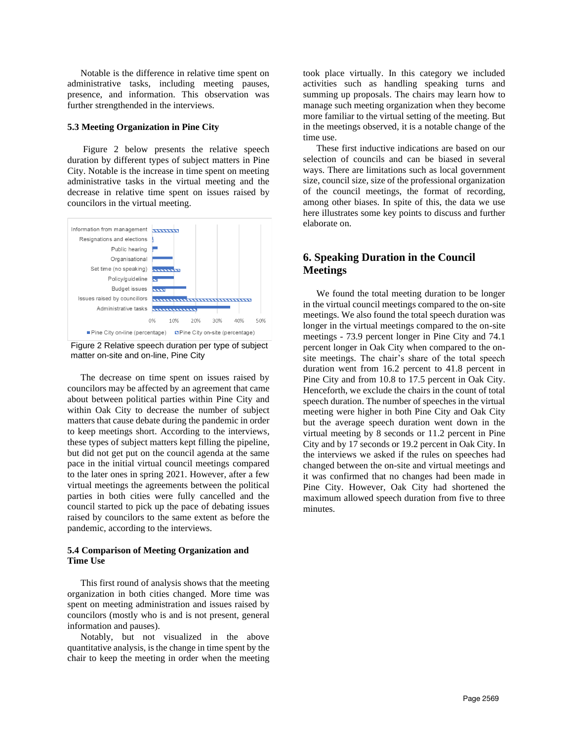Notable is the difference in relative time spent on administrative tasks, including meeting pauses, presence, and information. This observation was further strengthended in the interviews.

### 5.3 Meeting Organization in Pine City

Figure 2 below presents the relative speech duration by different types of subject matters in Pine City. Notable is the increase in time spent on meeting administrative tasks in the virtual meeting and the decrease in relative time spent on issues raised by councilors in the virtual meeting.

Figure 2 Relative speech duration per type of subject matter on-site and on-line, Pine City

The decrease on time spent on issues raised by councilors may be affected by an agreement that came about between political parties within Pine City and within Oak City to decrease the number of subject matters that cause debate during the pandemic in order to keep meetings short. According to the interviews, these types of subject matters kept filling the pipeline, but did not get put on the council agenda at the same pace in the initial virtual council meetings compared to the later ones in spring 2021. However, after a few virtual meetings the agreements between the political parties in both cities were fully cancelled and the council started to pick up the pace of debating issues raised by councilors to the same extent as before the pandemic, according to the interviews.

### 5.4 Comparison of Meeting Organization and Time Use

This first round of analysis shows that the meeting organization in both cities changed. More time was spent on meeting administration and issues raised by councilors (mostly who is and is not present, general information and pauses).

Notably, but not visualized in the above quantitative analysis, is the change in time spent by the chair to keep the meeting in order when the meeting took place virtually. In this category we included activities such as handling speaking turns and summing up proposals. The chairs may learn how to manage such meeting organization when they become more familiar to the virtual setting of the meeting. But in the meetings observed, it is a notable change of the time use.

These first inductive indications are based on our selection of councils and can be biased in several ways. There are limitations such as local government size, council size, size of the professional organization of the council meetings, the format of recording, among other biases. In spite of this, the data we use here illustrates some key points to discuss and further elaborate on.

## 6. Speaking Duration in the Council Meetings

We found the total meeting duration to be longer in the virtual council meetings compared to the on-site meetings. We also found the total speech duration was longer in the virtual meetings compared to the on-site meetings - 73.9 percent longer in Pine City and 74.1 percent longer in Oak City when compared to the on-site meetings. The chair's share of the total speech duration went from 16.2 percent to 41.8 percent in Pine City and from 10.8 to 17.5 percent in Oak City. Henceforth, we exclude the chairs in the count of total speech duration. The number of speeches in the virtual meeting were higher in both Pine City and Oak City but the average speech duration went down in the virtual meeting by 8 seconds or 11.2 percent in Pine City and by 17 seconds or 19.2 percent in Oak City. In the interviews we asked if the rules on speeches had changed between the on-site and virtual meetings and it was confirmed that no changes had been made in Pine City. However, Oak City had shortened the maximum allowed speech duration from five to three minutes.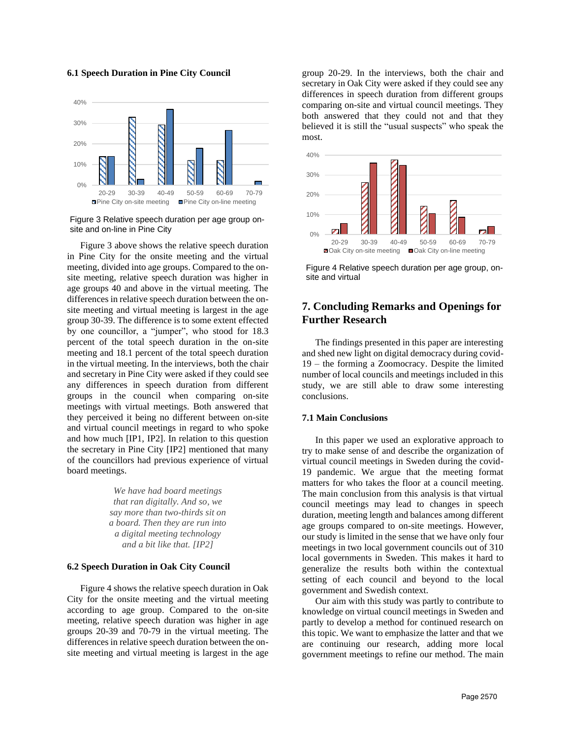### 6.1 Speech Duration in Pine City Council

Figure 3 Relative speech duration per age group on-site and on-line in Pine City

Figure 3 above shows the relative speech duration in Pine City for the onsite meeting and the virtual meeting, divided into age groups. Compared to the on-site meeting, relative speech duration was higher in age groups 40 and above in the virtual meeting. The differences in relative speech duration between the on-site meeting and virtual meeting is largest in the age group 30-39. The difference is to some extent effected by one councillor, a "jumper", who stood for 18.3 percent of the total speech duration in the on-site meeting and 18.1 percent of the total speech duration in the virtual meeting. In the interviews, both the chair and secretary in Pine City were asked if they could see any differences in speech duration from different groups in the council when comparing on-site meetings with virtual meetings. Both answered that they perceived it being no different between on-site and virtual council meetings in regard to who spoke and how much [IP1, IP2]. In relation to this question the secretary in Pine City [IP2] mentioned that many of the councillors had previous experience of virtual board meetings.

> *We have had board meetings that ran digitally. And so, we say more than two-thirds sit on a board. Then they are run into a digital meeting technology and a bit like that. [IP2]*

### 6.2 Speech Duration in Oak City Council

Figure 4 shows the relative speech duration in Oak City for the onsite meeting and the virtual meeting according to age group. Compared to the on-site meeting, relative speech duration was higher in age groups 20-39 and 70-79 in the virtual meeting. The differences in relative speech duration between the on-site meeting and virtual meeting is largest in the age group 20-29. In the interviews, both the chair and secretary in Oak City were asked if they could see any differences in speech duration from different groups comparing on-site and virtual council meetings. They both answered that they could not and that they believed it is still the "usual suspects" who speak the most.

Figure 4 Relative speech duration per age group, on-site and virtual

## 7. Concluding Remarks and Openings for Further Research

The findings presented in this paper are interesting and shed new light on digital democracy during covid-19 – the forming a Zoomocracy. Despite the limited number of local councils and meetings included in this study, we are still able to draw some interesting conclusions.

### 7.1 Main Conclusions

In this paper we used an explorative approach to try to make sense of and describe the organization of virtual council meetings in Sweden during the covid-19 pandemic. We argue that the meeting format matters for who takes the floor at a council meeting. The main conclusion from this analysis is that virtual council meetings may lead to changes in speech duration, meeting length and balances among different age groups compared to on-site meetings. However, our study is limited in the sense that we have only four meetings in two local government councils out of 310 local governments in Sweden. This makes it hard to generalize the results both within the contextual setting of each council and beyond to the local government and Swedish context.

Our aim with this study was partly to contribute to knowledge on virtual council meetings in Sweden and partly to develop a method for continued research on this topic. We want to emphasize the latter and that we are continuing our research, adding more local government meetings to refine our method. The main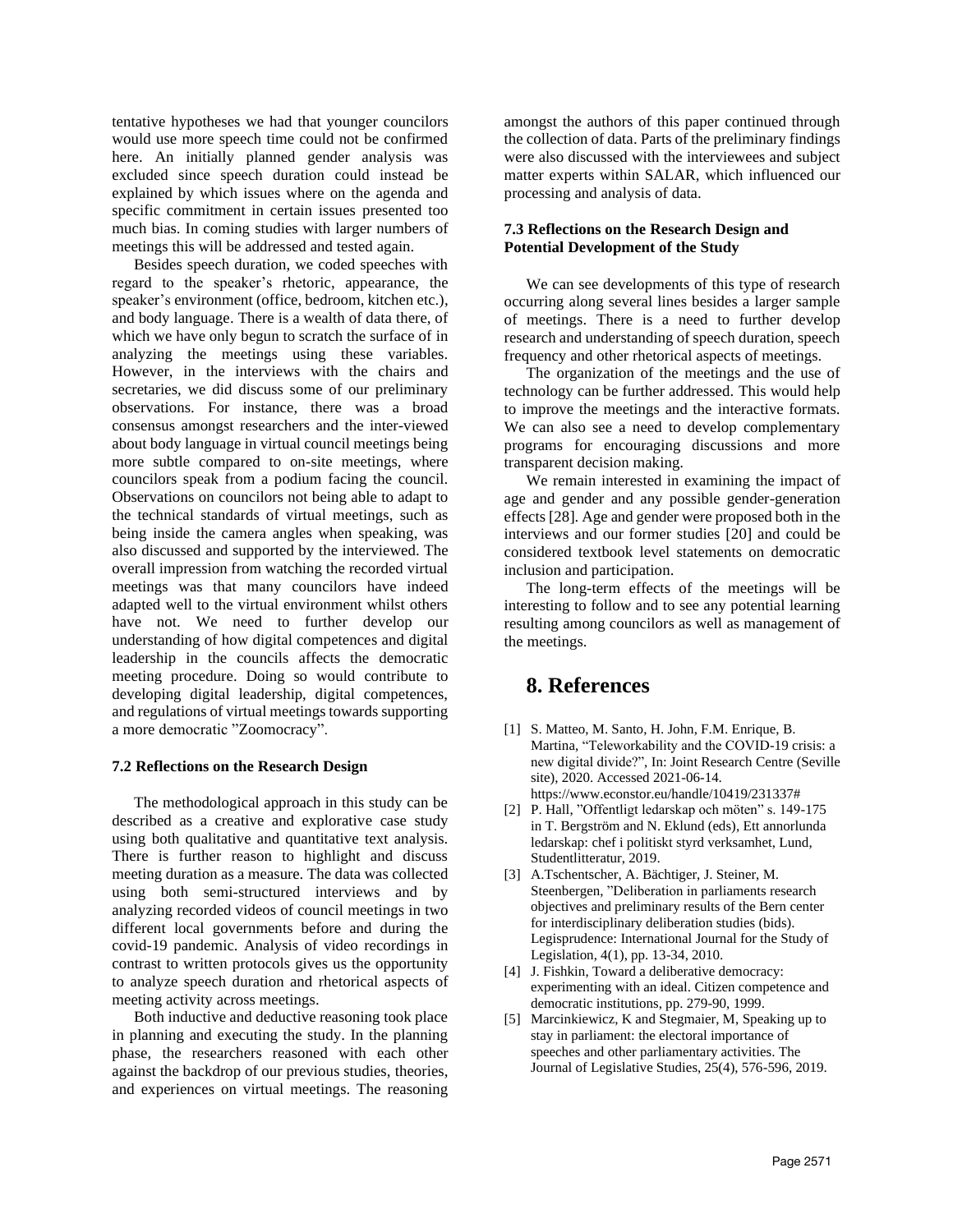tentative hypotheses we had that younger councilors would use more speech time could not be confirmed here. An initially planned gender analysis was excluded since speech duration could instead be explained by which issues where on the agenda and specific commitment in certain issues presented too much bias. In coming studies with larger numbers of meetings this will be addressed and tested again.

Besides speech duration, we coded speeches with regard to the speaker's rhetoric, appearance, the speaker's environment (office, bedroom, kitchen etc.), and body language. There is a wealth of data there, of which we have only begun to scratch the surface of in analyzing the meetings using these variables. However, in the interviews with the chairs and secretaries, we did discuss some of our preliminary observations. For instance, there was a broad consensus amongst researchers and the inter-viewed about body language in virtual council meetings being more subtle compared to on-site meetings, where councilors speak from a podium facing the council. Observations on councilors not being able to adapt to the technical standards of virtual meetings, such as being inside the camera angles when speaking, was also discussed and supported by the interviewed. The overall impression from watching the recorded virtual meetings was that many councilors have indeed adapted well to the virtual environment whilst others have not. We need to further develop our understanding of how digital competences and digital leadership in the councils affects the democratic meeting procedure. Doing so would contribute to developing digital leadership, digital competences, and regulations of virtual meetings towards supporting a more democratic "Zoomocracy".

### 7.2 Reflections on the Research Design

The methodological approach in this study can be described as a creative and explorative case study using both qualitative and quantitative text analysis. There is further reason to highlight and discuss meeting duration as a measure. The data was collected using both semi-structured interviews and by analyzing recorded videos of council meetings in two different local governments before and during the covid-19 pandemic. Analysis of video recordings in contrast to written protocols gives us the opportunity to analyze speech duration and rhetorical aspects of meeting activity across meetings.

Both inductive and deductive reasoning took place in planning and executing the study. In the planning phase, the researchers reasoned with each other against the backdrop of our previous studies, theories, and experiences on virtual meetings. The reasoning amongst the authors of this paper continued through the collection of data. Parts of the preliminary findings were also discussed with the interviewees and subject matter experts within SALAR, which influenced our processing and analysis of data.

### 7.3 Reflections on the Research Design and Potential Development of the Study

We can see developments of this type of research occurring along several lines besides a larger sample of meetings. There is a need to further develop research and understanding of speech duration, speech frequency and other rhetorical aspects of meetings.

The organization of the meetings and the use of technology can be further addressed. This would help to improve the meetings and the interactive formats. We can also see a need to develop complementary programs for encouraging discussions and more transparent decision making.

We remain interested in examining the impact of age and gender and any possible gender-generation effects [28]. Age and gender were proposed both in the interviews and our former studies [20] and could be considered textbook level statements on democratic inclusion and participation.

The long-term effects of the meetings will be interesting to follow and to see any potential learning resulting among councilors as well as management of the meetings.

## 8. References

[1] S. Matteo, M. Santo, H. John, F.M. Enrique, B. Martina, "Teleworkability and the COVID-19 crisis: a new digital divide?", In: Joint Research Centre (Seville site), 2020. Accessed 2021-06-14. https://www.econstor.eu/handle/10419/231337#

[2] P. Hall, "Offentligt ledarskap och möten" s. 149-175 in T. Bergström and N. Eklund (eds), Ett annorlunda ledarskap: chef i politiskt styrd verksamhet, Lund, Studentlitteratur, 2019.

[3] A.Tschentscher, A. Bächtiger, J. Steiner, M. Steenbergen, "Deliberation in parliaments research objectives and preliminary results of the Bern center for interdisciplinary deliberation studies (bids). Legisprudence: International Journal for the Study of Legislation, 4(1), pp. 13-34, 2010.

[4] J. Fishkin, Toward a deliberative democracy: experimenting with an ideal. Citizen competence and democratic institutions, pp. 279-90, 1999.

[5] Marcinkiewicz, K and Stegmaier, M, Speaking up to stay in parliament: the electoral importance of speeches and other parliamentary activities. The Journal of Legislative Studies, 25(4), 576-596, 2019.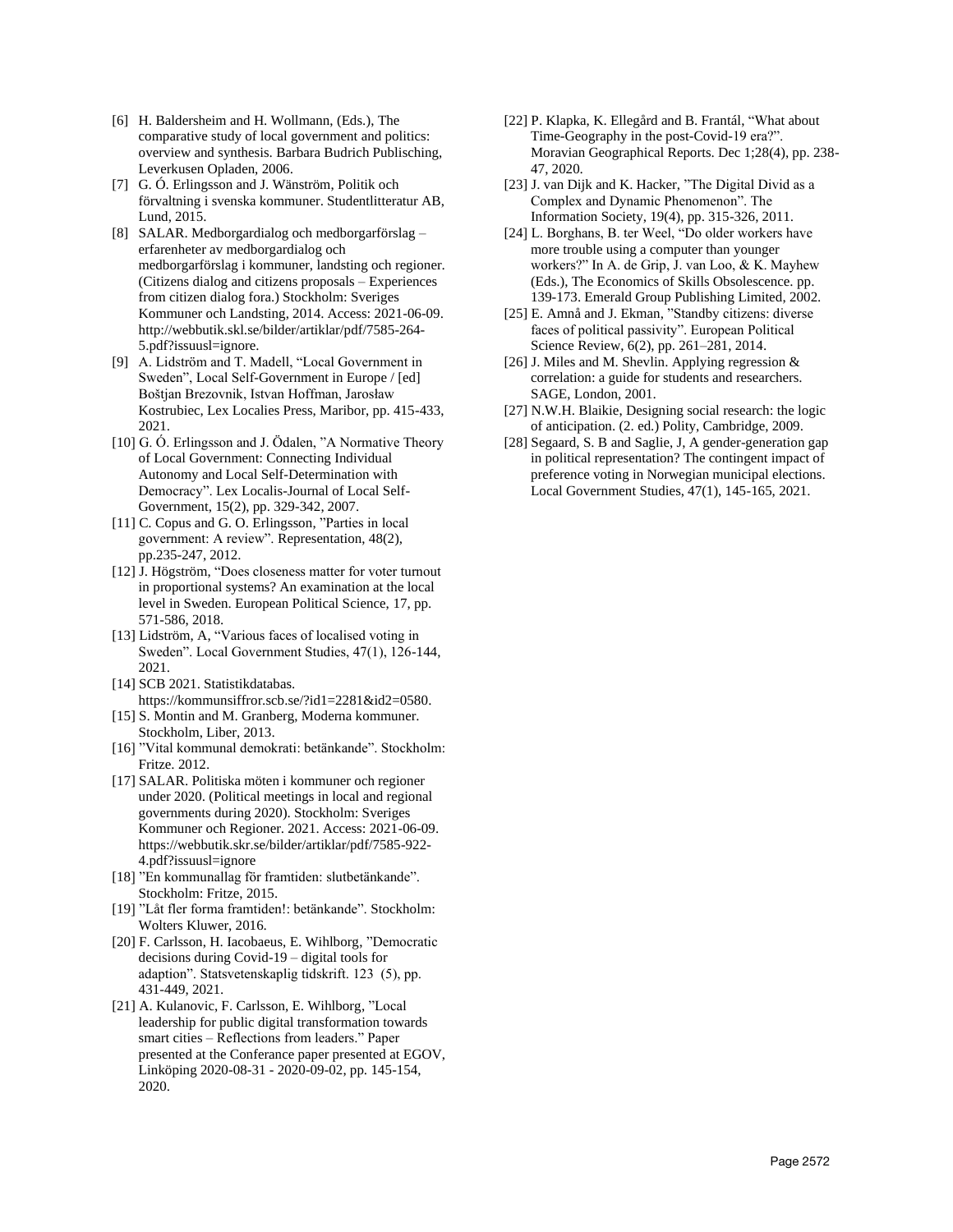[6] H. Baldersheim and H. Wollmann, (Eds.), The comparative study of local government and politics: overview and synthesis. Barbara Budrich Publisching, Leverkusen Opladen, 2006.

[7] G. Ó. Erlingsson and J. Wänström, Politik och förvaltning i svenska kommuner. Studentlitteratur AB, Lund, 2015.

[8] SALAR. Medborgardialog och medborgarförslag – erfarenheter av medborgardialog och medborgarförslag i kommuner, landsting och regioner. (Citizens dialog and citizens proposals – Experiences from citizen dialog fora.) Stockholm: Sveriges Kommuner och Landsting, 2014. Access: 2021-06-09. http://webbutik.skl.se/bilder/artiklar/pdf/7585-264-5.pdf?issuusl=ignore.

[9] A. Lidström and T. Madell, "Local Government in Sweden", Local Self-Government in Europe / [ed] Boštjan Brezovnik, Istvan Hoffman, Jarosław Kostrubiec, Lex Localies Press, Maribor, pp. 415-433, 2021.

[10] G. Ó. Erlingsson and J. Ödalen, "A Normative Theory of Local Government: Connecting Individual Autonomy and Local Self-Determination with Democracy". Lex Localis-Journal of Local Self-Government, 15(2), pp. 329-342, 2007.

[11] C. Copus and G. O. Erlingsson, "Parties in local government: A review". Representation, 48(2), pp.235-247, 2012.

[12] J. Högström, "Does closeness matter for voter turnout in proportional systems? An examination at the local level in Sweden. European Political Science, 17, pp. 571-586, 2018.

[13] Lidström, A, "Various faces of localised voting in Sweden". Local Government Studies, 47(1), 126-144, 2021.

[14] SCB 2021. Statistikdatabas. https://kommunsiffror.scb.se/?id1=2281&id2=0580.

[15] S. Montin and M. Granberg, Moderna kommuner. Stockholm, Liber, 2013.

[16] "Vital kommunal demokrati: betänkande". Stockholm: Fritze. 2012.

[17] SALAR. Politiska möten i kommuner och regioner under 2020. (Political meetings in local and regional governments during 2020). Stockholm: Sveriges Kommuner och Regioner. 2021. Access: 2021-06-09. https://webbutik.skr.se/bilder/artiklar/pdf/7585-922-4.pdf?issuusl=ignore

[18] "En kommunallag för framtiden: slutbetänkande". Stockholm: Fritze, 2015.

[19] "Låt fler forma framtiden!: betänkande". Stockholm: Wolters Kluwer, 2016.

[20] F. Carlsson, H. Iacobaeus, E. Wihlborg, "Democratic decisions during Covid-19 – digital tools for adaption". Statsvetenskaplig tidskrift. 123 (5), pp. 431-449, 2021.

[21] A. Kulanovic, F. Carlsson, E. Wihlborg, "Local leadership for public digital transformation towards smart cities – Reflections from leaders." Paper presented at the Conferance paper presented at EGOV, Linköping 2020-08-31 - 2020-09-02, pp. 145-154, 2020.

[22] P. Klapka, K. Ellegård and B. Frantál, "What about Time-Geography in the post-Covid-19 era?". Moravian Geographical Reports. Dec 1;28(4), pp. 238-47, 2020.

[23] J. van Dijk and K. Hacker, "The Digital Divid as a Complex and Dynamic Phenomenon". The Information Society, 19(4), pp. 315-326, 2011.

[24] L. Borghans, B. ter Weel, "Do older workers have more trouble using a computer than younger workers?" In A. de Grip, J. van Loo, & K. Mayhew (Eds.), The Economics of Skills Obsolescence. pp. 139-173. Emerald Group Publishing Limited, 2002.

[25] E. Amnå and J. Ekman, "Standby citizens: diverse faces of political passivity". European Political Science Review, 6(2), pp. 261–281, 2014.

[26] J. Miles and M. Shevlin. Applying regression & correlation: a guide for students and researchers. SAGE, London, 2001.

[27] N.W.H. Blaikie, Designing social research: the logic of anticipation. (2. ed.) Polity, Cambridge, 2009.

[28] Segaard, S. B and Saglie, J, A gender-generation gap in political representation? The contingent impact of preference voting in Norwegian municipal elections. Local Government Studies, 47(1), 145-165, 2021.